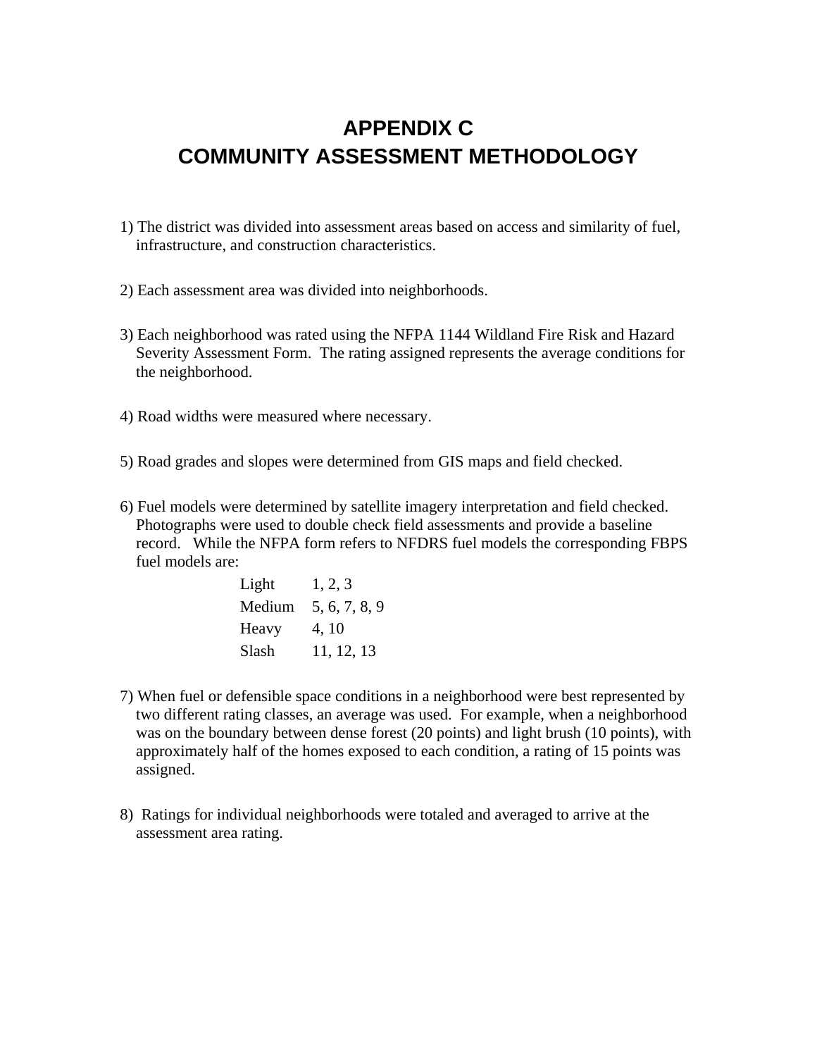# APPENDIX C
# COMMUNITY ASSESSMENT METHODOLOGY

1) The district was divided into assessment areas based on access and similarity of fuel, infrastructure, and construction characteristics.

2) Each assessment area was divided into neighborhoods.

3) Each neighborhood was rated using the NFPA 1144 Wildland Fire Risk and Hazard Severity Assessment Form. The rating assigned represents the average conditions for the neighborhood.

4) Road widths were measured where necessary.

5) Road grades and slopes were determined from GIS maps and field checked.

6) Fuel models were determined by satellite imagery interpretation and field checked. Photographs were used to double check field assessments and provide a baseline record. While the NFPA form refers to NFDRS fuel models the corresponding FBPS fuel models are:

| | |
|---|---|
| Light | 1, 2, 3 |
| Medium | 5, 6, 7, 8, 9 |
| Heavy | 4, 10 |
| Slash | 11, 12, 13 |

7) When fuel or defensible space conditions in a neighborhood were best represented by two different rating classes, an average was used. For example, when a neighborhood was on the boundary between dense forest (20 points) and light brush (10 points), with approximately half of the homes exposed to each condition, a rating of 15 points was assigned.

8) Ratings for individual neighborhoods were totaled and averaged to arrive at the assessment area rating.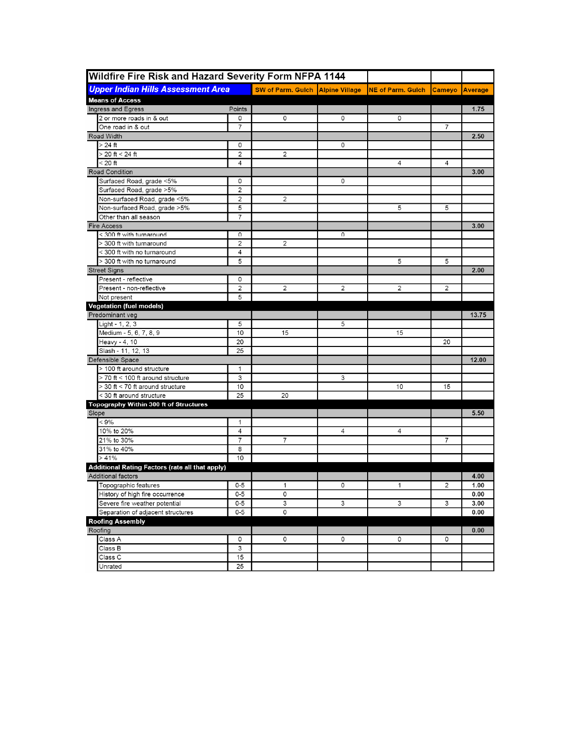| Wildfire Fire Risk and Hazard Severity Form NFPA 1144 | | | | | | |
|---|---|---|---|---|---|---|
| ***Upper Indian Hills Assessment Area*** | | SW of Parm. Gulch | Alpine Village | NE of Parm. Gulch | Cameyo | Average |
| **Means of Access** | | | | | | |
| Ingress and Egress | Points | | | | | 1.75 |
| 2 or more roads in & out | 0 | 0 | 0 | 0 | | |
| One road in & out | 7 | | | | 7 | |
| Road Width | | | | | | 2.50 |
| > 24 ft | 0 | | 0 | | | |
| > 20 ft < 24 ft | 2 | 2 | | | | |
| < 20 ft | 4 | | | 4 | 4 | |
| Road Condition | | | | | | 3.00 |
| Surfaced Road, grade <5% | 0 | | 0 | | | |
| Surfaced Road, grade >5% | 2 | | | | | |
| Non-surfaced Road, grade <5% | 2 | 2 | | | | |
| Non-surfaced Road, grade >5% | 5 | | | 5 | 5 | |
| Other than all season | 7 | | | | | |
| Fire Access | | | | | | 3.00 |
| < 300 ft with turnaround | 0 | | 0 | | | |
| > 300 ft with turnaround | 2 | 2 | | | | |
| < 300 ft with no turnaround | 4 | | | | | |
| > 300 ft with no turnaround | 5 | | | 5 | 5 | |
| Street Signs | | | | | | 2.00 |
| Present - reflective | 0 | | | | | |
| Present - non-reflective | 2 | 2 | 2 | 2 | 2 | |
| Not present | 5 | | | | | |
| **Vegetation (fuel models)** | | | | | | |
| Predominant veg | | | | | | 13.75 |
| Light - 1, 2, 3 | 5 | | 5 | | | |
| Medium - 5, 6, 7, 8, 9 | 10 | 15 | | 15 | | |
| Heavy - 4, 10 | 20 | | | | 20 | |
| Slash - 11, 12, 13 | 25 | | | | | |
| Defensible Space | | | | | | 12.00 |
| > 100 ft around structure | 1 | | | | | |
| > 70 ft < 100 ft around structure | 3 | | 3 | | | |
| > 30 ft < 70 ft around structure | 10 | | | 10 | 15 | |
| < 30 ft around structure | 25 | 20 | | | | |
| **Topography Within 300 ft of Structures** | | | | | | |
| Slope | | | | | | 5.50 |
| < 9% | 1 | | | | | |
| 10% to 20% | 4 | | 4 | 4 | | |
| 21% to 30% | 7 | 7 | | | 7 | |
| 31% to 40% | 8 | | | | | |
| > 41% | 10 | | | | | |
| **Additional Rating Factors (rate all that apply)** | | | | | | |
| Additional factors | | | | | | 4.00 |
| Topographic features | 0-5 | 1 | 0 | 1 | 2 | 1.00 |
| History of high fire occurrence | 0-5 | 0 | | | | 0.00 |
| Severe fire weather potential | 0-5 | 3 | 3 | 3 | 3 | 3.00 |
| Separation of adjacent structures | 0-5 | 0 | | | | 0.00 |
| **Roofing Assembly** | | | | | | |
| Roofing | | | | | | 0.00 |
| Class A | 0 | 0 | 0 | 0 | 0 | |
| Class B | 3 | | | | | |
| Class C | 15 | | | | | |
| Unrated | 25 | | | | | |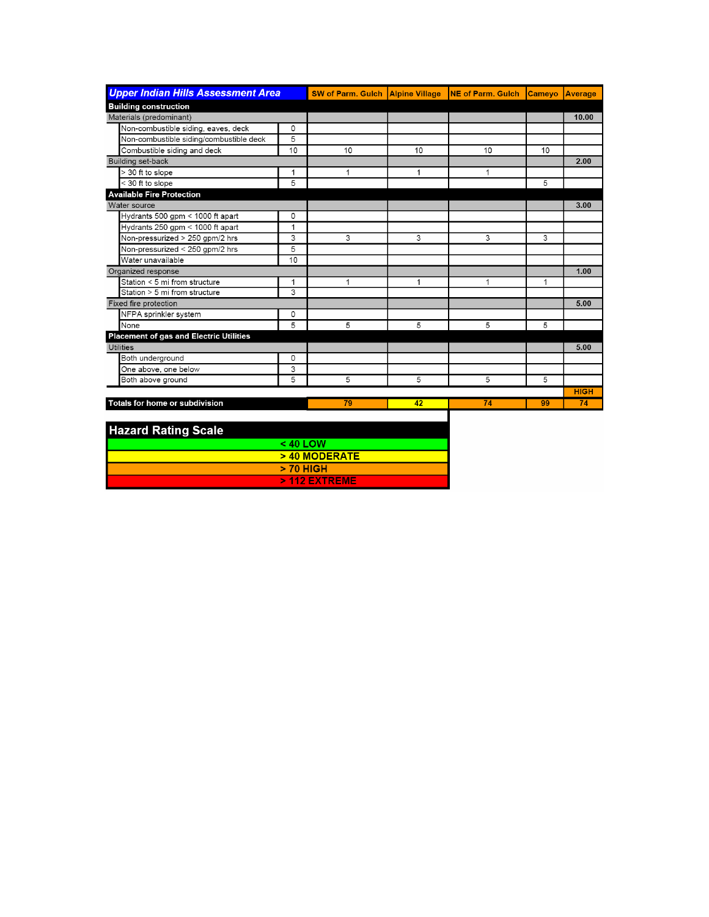| Upper Indian Hills Assessment Area | | SW of Parm. Gulch | Alpine Village | NE of Parm. Gulch | Cameyo | Average |
|---|---|---|---|---|---|---|
| **Building construction** | | | | | | |
| Materials (predominant) | | | | | | 10.00 |
| Non-combustible siding, eaves, deck | 0 | | | | | |
| Non-combustible siding/combustible deck | 5 | | | | | |
| Combustible siding and deck | 10 | 10 | 10 | 10 | 10 | |
| Building set-back | | | | | | 2.00 |
| > 30 ft to slope | 1 | 1 | 1 | 1 | | |
| < 30 ft to slope | 5 | | | | 5 | |
| **Available Fire Protection** | | | | | | |
| Water source | | | | | | 3.00 |
| Hydrants 500 gpm < 1000 ft apart | 0 | | | | | |
| Hydrants 250 gpm < 1000 ft apart | 1 | | | | | |
| Non-pressurized > 250 gpm/2 hrs | 3 | 3 | 3 | 3 | 3 | |
| Non-pressurized < 250 gpm/2 hrs | 5 | | | | | |
| Water unavailable | 10 | | | | | |
| Organized response | | | | | | 1.00 |
| Station < 5 mi from structure | 1 | 1 | 1 | 1 | 1 | |
| Station > 5 mi from structure | 3 | | | | | |
| Fixed fire protection | | | | | | 5.00 |
| NFPA sprinkler system | 0 | | | | | |
| None | 5 | 5 | 5 | 5 | 5 | |
| **Placement of gas and Electric Utilities** | | | | | | |
| Utilities | | | | | | 5.00 |
| Both underground | 0 | | | | | |
| One above, one below | 3 | | | | | |
| Both above ground | 5 | 5 | 5 | 5 | 5 | |
| | | | | | | HIGH |
| **Totals for home or subdivision** | | 79 | 42 | 74 | 99 | 74 |

| Hazard Rating Scale |
|---|
| < 40 LOW |
| > 40 MODERATE |
| > 70 HIGH |
| > 112 EXTREME |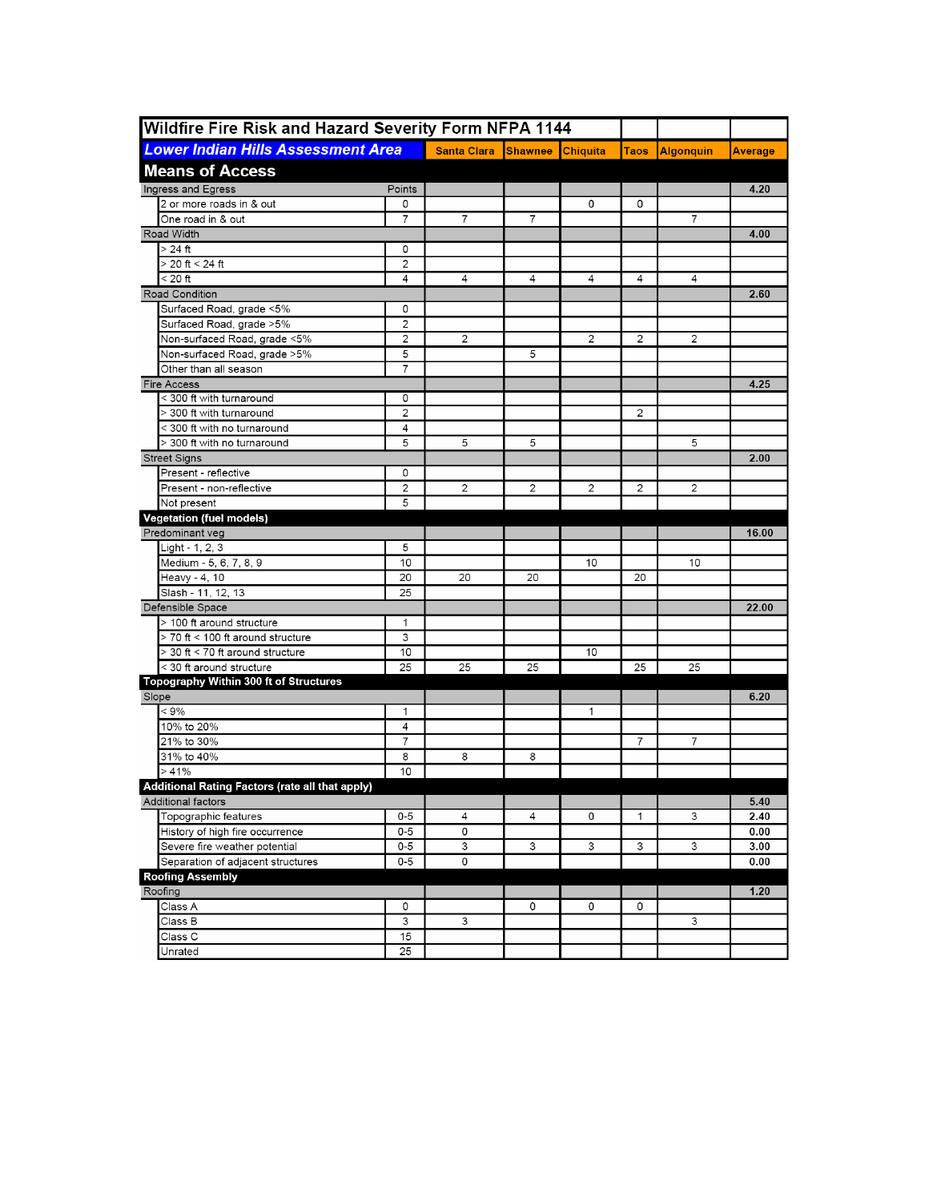| Wildfire Fire Risk and Hazard Severity Form NFPA 1144 | | | | | | | |
|---|---|---|---|---|---|---|---|
| ***Lower Indian Hills Assessment Area*** | | **Santa Clara** | **Shawnee** | **Chiquita** | **Taos** | **Algonquin** | **Average** |
| **Means of Access** | | | | | | | |
| Ingress and Egress | Points | | | | | | **4.20** |
| 2 or more roads in & out | 0 | | | 0 | 0 | | |
| One road in & out | 7 | 7 | 7 | | | 7 | |
| Road Width | | | | | | | **4.00** |
| > 24 ft | 0 | | | | | | |
| > 20 ft < 24 ft | 2 | | | | | | |
| < 20 ft | 4 | 4 | 4 | 4 | 4 | 4 | |
| Road Condition | | | | | | | **2.60** |
| Surfaced Road, grade <5% | 0 | | | | | | |
| Surfaced Road, grade >5% | 2 | | | | | | |
| Non-surfaced Road, grade <5% | 2 | 2 | | 2 | 2 | 2 | |
| Non-surfaced Road, grade >5% | 5 | | 5 | | | | |
| Other than all season | 7 | | | | | | |
| Fire Access | | | | | | | **4.25** |
| < 300 ft with turnaround | 0 | | | | | | |
| > 300 ft with turnaround | 2 | | | | 2 | | |
| < 300 ft with no turnaround | 4 | | | | | | |
| > 300 ft with no turnaround | 5 | 5 | 5 | | | 5 | |
| Street Signs | | | | | | | **2.00** |
| Present - reflective | 0 | | | | | | |
| Present - non-reflective | 2 | 2 | 2 | 2 | 2 | 2 | |
| Not present | 5 | | | | | | |
| **Vegetation (fuel models)** | | | | | | | |
| Predominant veg | | | | | | | **16.00** |
| Light - 1, 2, 3 | 5 | | | | | | |
| Medium - 5, 6, 7, 8, 9 | 10 | | | 10 | | 10 | |
| Heavy - 4, 10 | 20 | 20 | 20 | | 20 | | |
| Slash - 11, 12, 13 | 25 | | | | | | |
| Defensible Space | | | | | | | **22.00** |
| > 100 ft around structure | 1 | | | | | | |
| > 70 ft < 100 ft around structure | 3 | | | | | | |
| > 30 ft < 70 ft around structure | 10 | | | 10 | | | |
| < 30 ft around structure | 25 | 25 | 25 | | 25 | 25 | |
| **Topography Within 300 ft of Structures** | | | | | | | |
| Slope | | | | | | | **6.20** |
| < 9% | 1 | | | 1 | | | |
| 10% to 20% | 4 | | | | | | |
| 21% to 30% | 7 | | | | 7 | 7 | |
| 31% to 40% | 8 | 8 | 8 | | | | |
| > 41% | 10 | | | | | | |
| **Additional Rating Factors (rate all that apply)** | | | | | | | |
| Additional factors | | | | | | | **5.40** |
| Topographic features | 0-5 | 4 | 4 | 0 | 1 | 3 | **2.40** |
| History of high fire occurrence | 0-5 | 0 | | | | | **0.00** |
| Severe fire weather potential | 0-5 | 3 | 3 | 3 | 3 | 3 | **3.00** |
| Separation of adjacent structures | 0-5 | 0 | | | | | **0.00** |
| **Roofing Assembly** | | | | | | | |
| Roofing | | | | | | | **1.20** |
| Class A | 0 | | 0 | 0 | 0 | | |
| Class B | 3 | 3 | | | | 3 | |
| Class C | 15 | | | | | | |
| Unrated | 25 | | | | | | |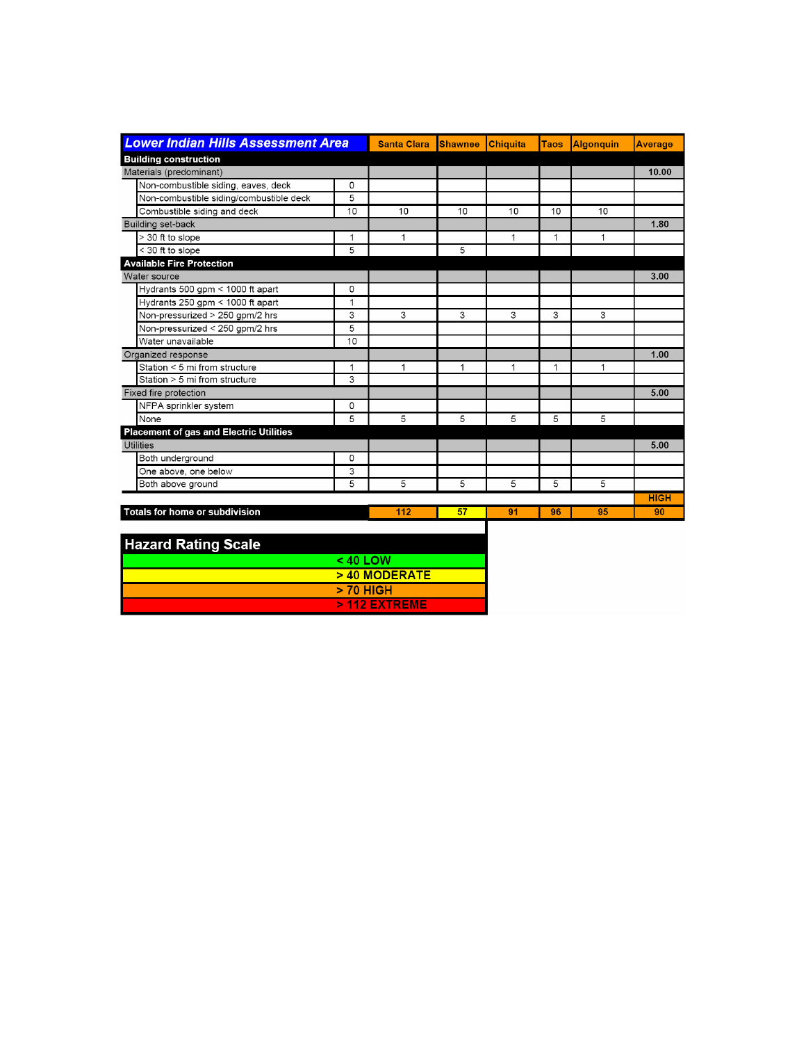| Lower Indian Hills Assessment Area | | Santa Clara | Shawnee | Chiquita | Taos | Algonquin | Average |
|---|---|---|---|---|---|---|---|
| **Building construction** | | | | | | | |
| Materials (predominant) | | | | | | | 10.00 |
| Non-combustible siding, eaves, deck | 0 | | | | | | |
| Non-combustible siding/combustible deck | 5 | | | | | | |
| Combustible siding and deck | 10 | 10 | 10 | 10 | 10 | 10 | |
| Building set-back | | | | | | | 1.80 |
| > 30 ft to slope | 1 | 1 | | 1 | 1 | 1 | |
| < 30 ft to slope | 5 | | 5 | | | | |
| **Available Fire Protection** | | | | | | | |
| Water source | | | | | | | 3.00 |
| Hydrants 500 gpm < 1000 ft apart | 0 | | | | | | |
| Hydrants 250 gpm < 1000 ft apart | 1 | | | | | | |
| Non-pressurized > 250 gpm/2 hrs | 3 | 3 | 3 | 3 | 3 | 3 | |
| Non-pressurized < 250 gpm/2 hrs | 5 | | | | | | |
| Water unavailable | 10 | | | | | | |
| Organized response | | | | | | | 1.00 |
| Station < 5 mi from structure | 1 | 1 | 1 | 1 | 1 | 1 | |
| Station > 5 mi from structure | 3 | | | | | | |
| Fixed fire protection | | | | | | | 5.00 |
| NFPA sprinkler system | 0 | | | | | | |
| None | 5 | 5 | 5 | 5 | 5 | 5 | |
| **Placement of gas and Electric Utilities** | | | | | | | |
| Utilities | | | | | | | 5.00 |
| Both underground | 0 | | | | | | |
| One above, one below | 3 | | | | | | |
| Both above ground | 5 | 5 | 5 | 5 | 5 | 5 | |
| | | | | | | | HIGH |
| **Totals for home or subdivision** | | 112 | 57 | 91 | 96 | 95 | 90 |

| Hazard Rating Scale |
|---|
| < 40 LOW |
| > 40 MODERATE |
| > 70 HIGH |
| > 112 EXTREME |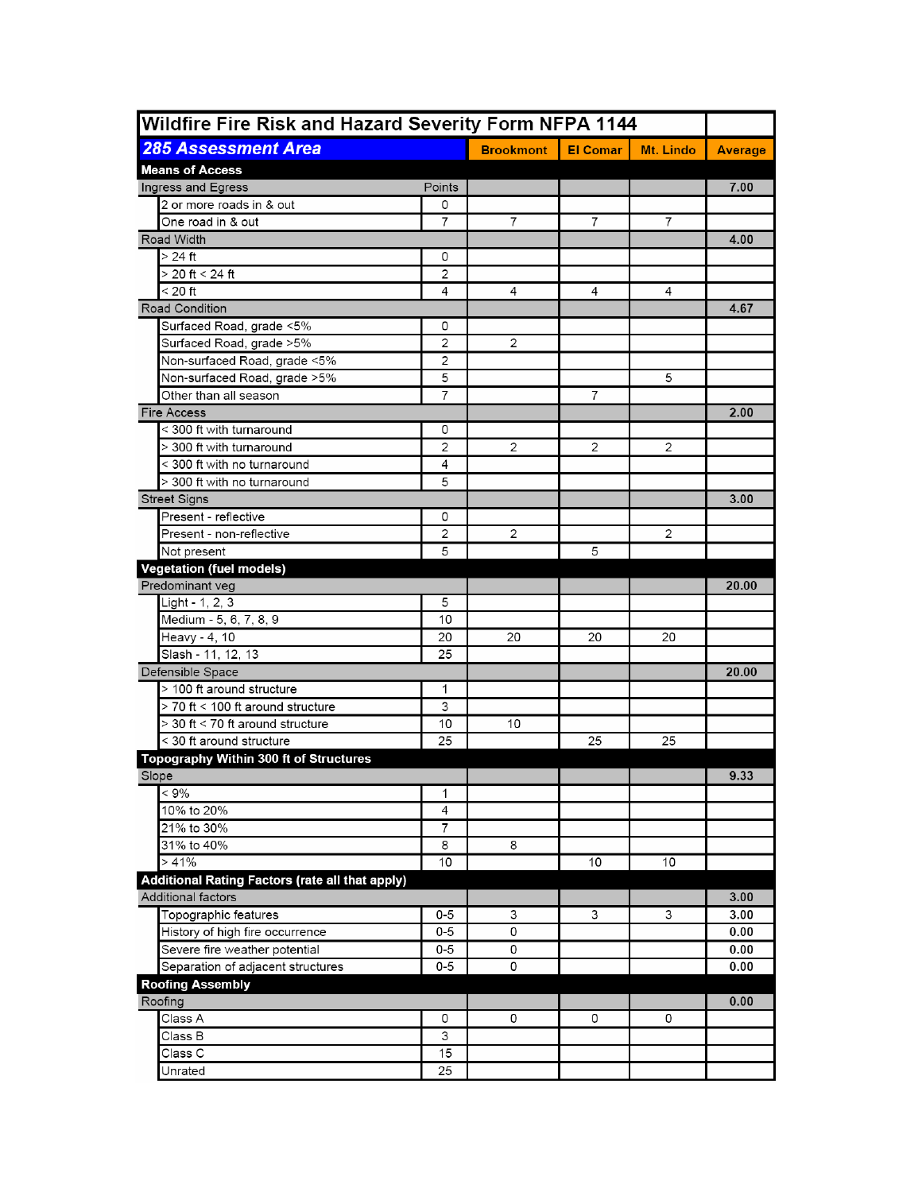| Wildfire Fire Risk and Hazard Severity Form NFPA 1144 | | | | | |
|---|---|---|---|---|---|
| **285 Assessment Area** | | **Brookmont** | **El Comar** | **Mt. Lindo** | **Average** |
| **Means of Access** | | | | | |
| Ingress and Egress | Points | | | | 7.00 |
| 2 or more roads in & out | 0 | | | | |
| One road in & out | 7 | 7 | 7 | 7 | |
| Road Width | | | | | 4.00 |
| > 24 ft | 0 | | | | |
| > 20 ft < 24 ft | 2 | | | | |
| < 20 ft | 4 | 4 | 4 | 4 | |
| Road Condition | | | | | 4.67 |
| Surfaced Road, grade <5% | 0 | | | | |
| Surfaced Road, grade >5% | 2 | 2 | | | |
| Non-surfaced Road, grade <5% | 2 | | | | |
| Non-surfaced Road, grade >5% | 5 | | | 5 | |
| Other than all season | 7 | | 7 | | |
| Fire Access | | | | | 2.00 |
| < 300 ft with turnaround | 0 | | | | |
| > 300 ft with turnaround | 2 | 2 | 2 | 2 | |
| < 300 ft with no turnaround | 4 | | | | |
| > 300 ft with no turnaround | 5 | | | | |
| Street Signs | | | | | 3.00 |
| Present - reflective | 0 | | | | |
| Present - non-reflective | 2 | 2 | | 2 | |
| Not present | 5 | | 5 | | |
| **Vegetation (fuel models)** | | | | | |
| Predominant veg | | | | | 20.00 |
| Light - 1, 2, 3 | 5 | | | | |
| Medium - 5, 6, 7, 8, 9 | 10 | | | | |
| Heavy - 4, 10 | 20 | 20 | 20 | 20 | |
| Slash - 11, 12, 13 | 25 | | | | |
| Defensible Space | | | | | 20.00 |
| > 100 ft around structure | 1 | | | | |
| > 70 ft < 100 ft around structure | 3 | | | | |
| > 30 ft < 70 ft around structure | 10 | 10 | | | |
| < 30 ft around structure | 25 | | 25 | 25 | |
| **Topography Within 300 ft of Structures** | | | | | |
| Slope | | | | | 9.33 |
| < 9% | 1 | | | | |
| 10% to 20% | 4 | | | | |
| 21% to 30% | 7 | | | | |
| 31% to 40% | 8 | 8 | | | |
| > 41% | 10 | | 10 | 10 | |
| **Additional Rating Factors (rate all that apply)** | | | | | |
| Additional factors | | | | | 3.00 |
| Topographic features | 0-5 | 3 | 3 | 3 | 3.00 |
| History of high fire occurrence | 0-5 | 0 | | | 0.00 |
| Severe fire weather potential | 0-5 | 0 | | | 0.00 |
| Separation of adjacent structures | 0-5 | 0 | | | 0.00 |
| **Roofing Assembly** | | | | | |
| Roofing | | | | | 0.00 |
| Class A | 0 | 0 | 0 | 0 | |
| Class B | 3 | | | | |
| Class C | 15 | | | | |
| Unrated | 25 | | | | |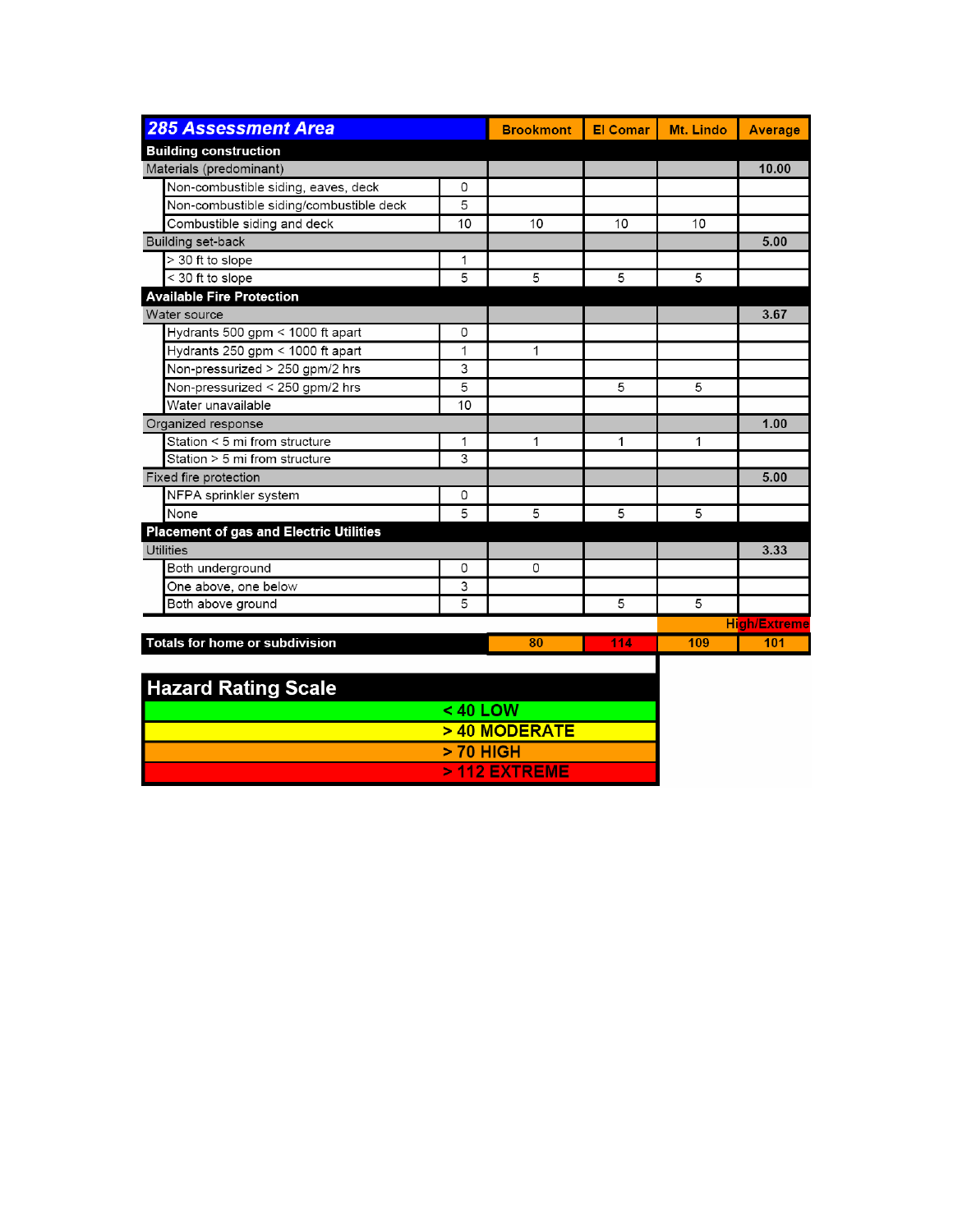| 285 Assessment Area | | Brookmont | El Comar | Mt. Lindo | Average |
|---|---|---|---|---|---|
| **Building construction** | | | | | |
| Materials (predominant) | | | | | 10.00 |
| Non-combustible siding, eaves, deck | 0 | | | | |
| Non-combustible siding/combustible deck | 5 | | | | |
| Combustible siding and deck | 10 | 10 | 10 | 10 | |
| Building set-back | | | | | 5.00 |
| > 30 ft to slope | 1 | | | | |
| < 30 ft to slope | 5 | 5 | 5 | 5 | |
| **Available Fire Protection** | | | | | |
| Water source | | | | | 3.67 |
| Hydrants 500 gpm < 1000 ft apart | 0 | | | | |
| Hydrants 250 gpm < 1000 ft apart | 1 | 1 | | | |
| Non-pressurized > 250 gpm/2 hrs | 3 | | | | |
| Non-pressurized < 250 gpm/2 hrs | 5 | | 5 | 5 | |
| Water unavailable | 10 | | | | |
| Organized response | | | | | 1.00 |
| Station < 5 mi from structure | 1 | 1 | 1 | 1 | |
| Station > 5 mi from structure | 3 | | | | |
| Fixed fire protection | | | | | 5.00 |
| NFPA sprinkler system | 0 | | | | |
| None | 5 | 5 | 5 | 5 | |
| **Placement of gas and Electric Utilities** | | | | | |
| Utilities | | | | | 3.33 |
| Both underground | 0 | 0 | | | |
| One above, one below | 3 | | | | |
| Both above ground | 5 | | 5 | 5 | |
| | | | | | High/Extreme |
| **Totals for home or subdivision** | | 80 | 114 | 109 | 101 |

## Hazard Rating Scale

- < 40 LOW
- > 40 MODERATE
- > 70 HIGH
- > 112 EXTREME